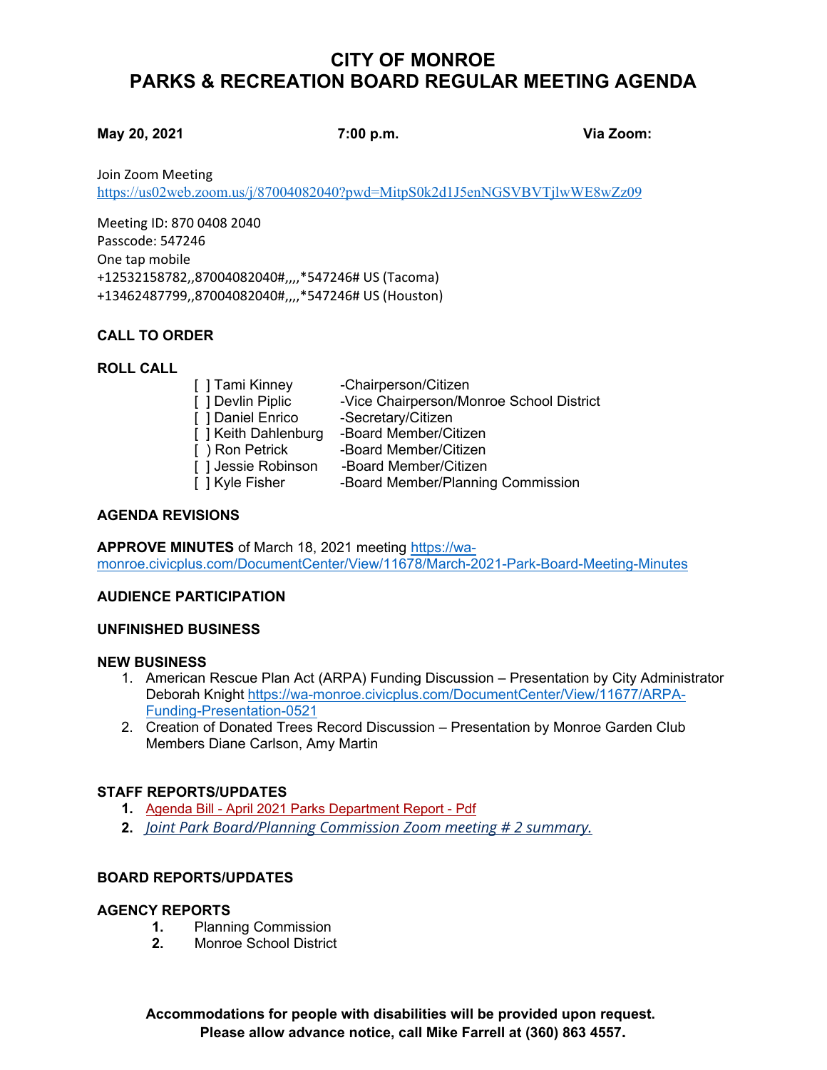# CITY OF MONROE
# PARKS & RECREATION BOARD REGULAR MEETING AGENDA

**May 20, 2021** **7:00 p.m.** **Via Zoom:**

Join Zoom Meeting
https://us02web.zoom.us/j/87004082040?pwd=MitpS0k2d1J5enNGSVBVTjlwWE8wZz09

Meeting ID: 870 0408 2040
Passcode: 547246
One tap mobile
+12532158782,,87004082040#,,,,*547246# US (Tacoma)
+13462487799,,87004082040#,,,,*547246# US (Houston)

**CALL TO ORDER**

**ROLL CALL**

[ ] Tami Kinney -Chairperson/Citizen
[ ] Devlin Piplic -Vice Chairperson/Monroe School District
[ ] Daniel Enrico -Secretary/Citizen
[ ] Keith Dahlenburg -Board Member/Citizen
[ ) Ron Petrick -Board Member/Citizen
[ ] Jessie Robinson -Board Member/Citizen
[ ] Kyle Fisher -Board Member/Planning Commission

**AGENDA REVISIONS**

**APPROVE MINUTES** of March 18, 2021 meeting https://wa-monroe.civicplus.com/DocumentCenter/View/11678/March-2021-Park-Board-Meeting-Minutes

**AUDIENCE PARTICIPATION**

**UNFINISHED BUSINESS**

**NEW BUSINESS**

1. American Rescue Plan Act (ARPA) Funding Discussion – Presentation by City Administrator Deborah Knight https://wa-monroe.civicplus.com/DocumentCenter/View/11677/ARPA-Funding-Presentation-0521
2. Creation of Donated Trees Record Discussion – Presentation by Monroe Garden Club Members Diane Carlson, Amy Martin

**STAFF REPORTS/UPDATES**

1. Agenda Bill - April 2021 Parks Department Report - Pdf
2. *Joint Park Board/Planning Commission Zoom meeting # 2 summary.*

**BOARD REPORTS/UPDATES**

**AGENCY REPORTS**

1. Planning Commission
2. Monroe School District

**Accommodations for people with disabilities will be provided upon request. Please allow advance notice, call Mike Farrell at (360) 863 4557.**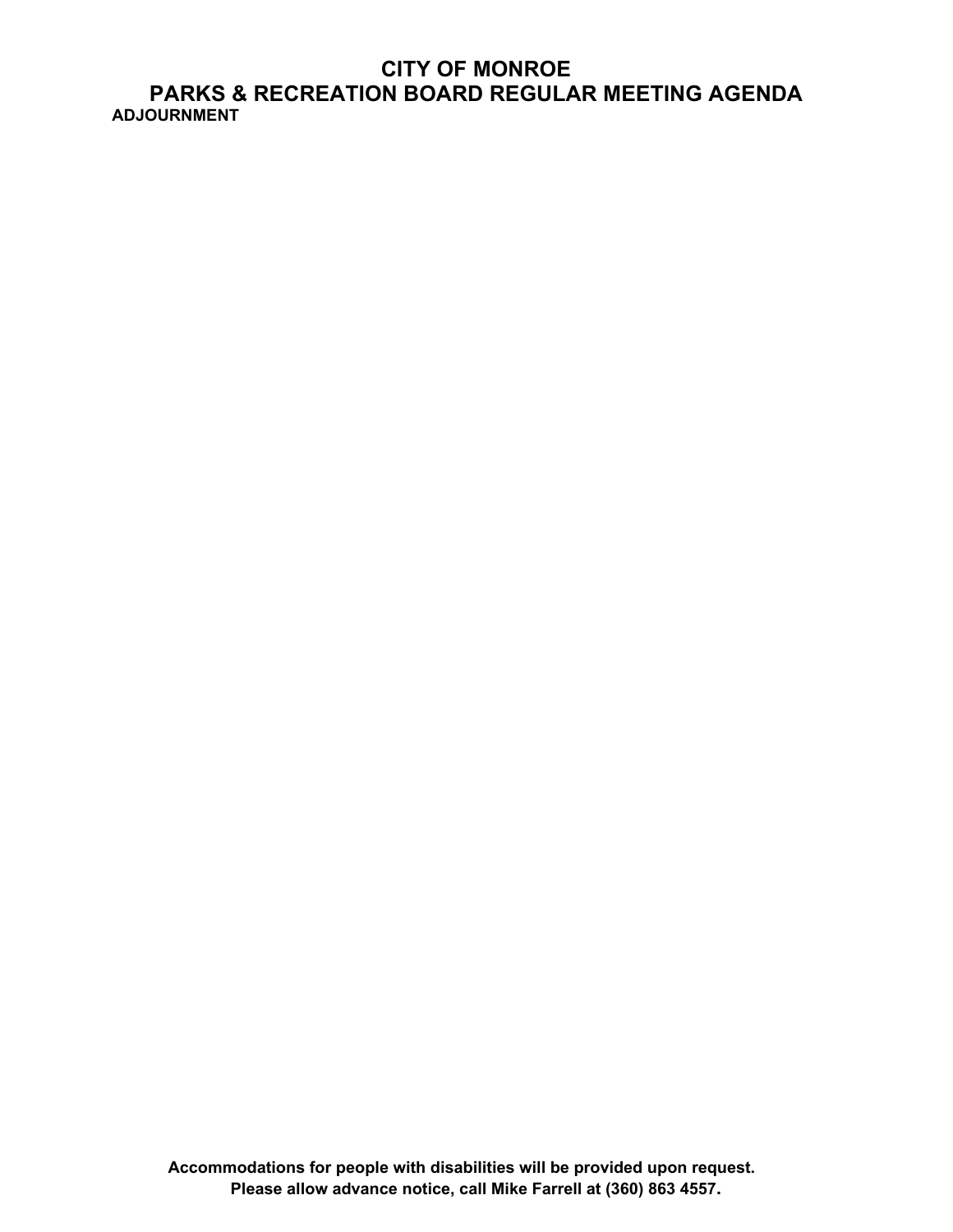**ADJOURNMENT**

**Accommodations for people with disabilities will be provided upon request.**
**Please allow advance notice, call Mike Farrell at (360) 863 4557.**